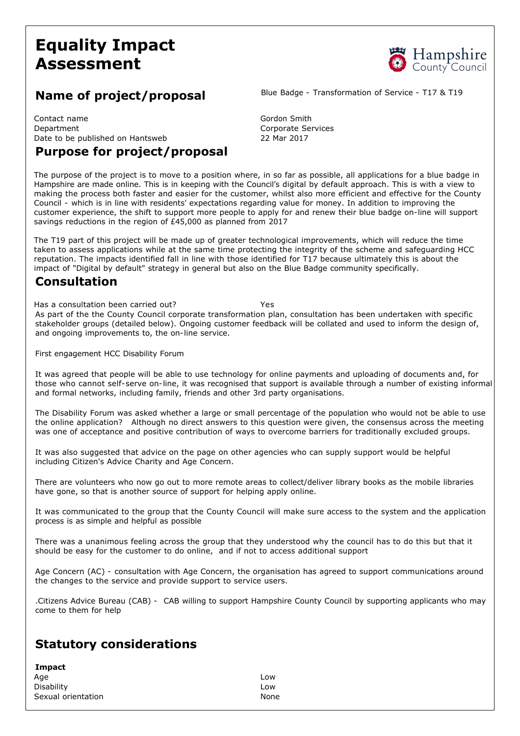# Equality Impact Assessment

## Name of project/proposal

Blue Badge - Transformation of Service - T17 & T19

Contact name: Gordon Smith
Department: Corporate Services
Date to be published on Hantsweb: 22 Mar 2017

## Purpose for project/proposal

The purpose of the project is to move to a position where, in so far as possible, all applications for a blue badge in Hampshire are made online. This is in keeping with the Council's digital by default approach. This is with a view to making the process both faster and easier for the customer, whilst also more efficient and effective for the County Council - which is in line with residents' expectations regarding value for money. In addition to improving the customer experience, the shift to support more people to apply for and renew their blue badge on-line will support savings reductions in the region of £45,000 as planned from 2017

The T19 part of this project will be made up of greater technological improvements, which will reduce the time taken to assess applications while at the same time protecting the integrity of the scheme and safeguarding HCC reputation. The impacts identified fall in line with those identified for T17 because ultimately this is about the impact of "Digital by default" strategy in general but also on the Blue Badge community specifically.

## Consultation

Has a consultation been carried out? Yes

As part of the the County Council corporate transformation plan, consultation has been undertaken with specific stakeholder groups (detailed below). Ongoing customer feedback will be collated and used to inform the design of, and ongoing improvements to, the on-line service.

First engagement HCC Disability Forum

It was agreed that people will be able to use technology for online payments and uploading of documents and, for those who cannot self-serve on-line, it was recognised that support is available through a number of existing informal and formal networks, including family, friends and other 3rd party organisations.

The Disability Forum was asked whether a large or small percentage of the population who would not be able to use the online application? Although no direct answers to this question were given, the consensus across the meeting was one of acceptance and positive contribution of ways to overcome barriers for traditionally excluded groups.

It was also suggested that advice on the page on other agencies who can supply support would be helpful including Citizen's Advice Charity and Age Concern.

There are volunteers who now go out to more remote areas to collect/deliver library books as the mobile libraries have gone, so that is another source of support for helping apply online.

It was communicated to the group that the County Council will make sure access to the system and the application process is as simple and helpful as possible

There was a unanimous feeling across the group that they understood why the council has to do this but that it should be easy for the customer to do online, and if not to access additional support

Age Concern (AC) - consultation with Age Concern, the organisation has agreed to support communications around the changes to the service and provide support to service users.

.Citizens Advice Bureau (CAB) - CAB willing to support Hampshire County Council by supporting applicants who may come to them for help

## Statutory considerations

| **Impact** | |
|---|---|
| Age | Low |
| Disability | Low |
| Sexual orientation | None |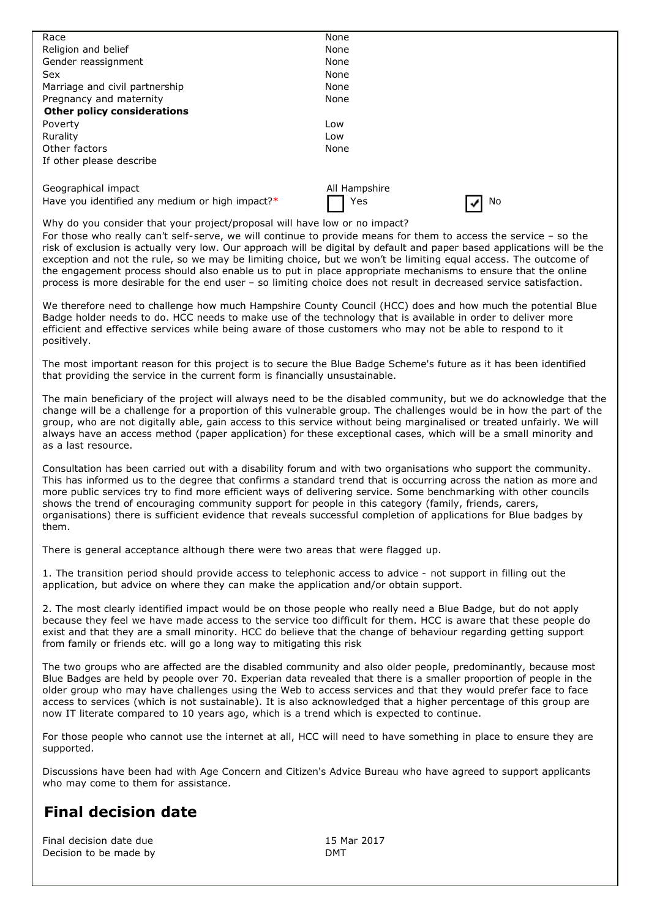| | | |
|---|---|---|
| Race | None | |
| Religion and belief | None | |
| Gender reassignment | None | |
| Sex | None | |
| Marriage and civil partnership | None | |
| Pregnancy and maternity | None | |
| **Other policy considerations** | | |
| Poverty | Low | |
| Rurality | Low | |
| Other factors | None | |
| If other please describe | | |
| Geographical impact | All Hampshire | |
| Have you identified any medium or high impact?* | ☐ Yes | ☑ No |

Why do you consider that your project/proposal will have low or no impact?

For those who really can't self-serve, we will continue to provide means for them to access the service – so the risk of exclusion is actually very low. Our approach will be digital by default and paper based applications will be the exception and not the rule, so we may be limiting choice, but we won't be limiting equal access. The outcome of the engagement process should also enable us to put in place appropriate mechanisms to ensure that the online process is more desirable for the end user – so limiting choice does not result in decreased service satisfaction.

We therefore need to challenge how much Hampshire County Council (HCC) does and how much the potential Blue Badge holder needs to do. HCC needs to make use of the technology that is available in order to deliver more efficient and effective services while being aware of those customers who may not be able to respond to it positively.

The most important reason for this project is to secure the Blue Badge Scheme's future as it has been identified that providing the service in the current form is financially unsustainable.

The main beneficiary of the project will always need to be the disabled community, but we do acknowledge that the change will be a challenge for a proportion of this vulnerable group. The challenges would be in how the part of the group, who are not digitally able, gain access to this service without being marginalised or treated unfairly. We will always have an access method (paper application) for these exceptional cases, which will be a small minority and as a last resource.

Consultation has been carried out with a disability forum and with two organisations who support the community. This has informed us to the degree that confirms a standard trend that is occurring across the nation as more and more public services try to find more efficient ways of delivering service. Some benchmarking with other councils shows the trend of encouraging community support for people in this category (family, friends, carers, organisations) there is sufficient evidence that reveals successful completion of applications for Blue badges by them.

There is general acceptance although there were two areas that were flagged up.

1. The transition period should provide access to telephonic access to advice - not support in filling out the application, but advice on where they can make the application and/or obtain support.

2. The most clearly identified impact would be on those people who really need a Blue Badge, but do not apply because they feel we have made access to the service too difficult for them. HCC is aware that these people do exist and that they are a small minority. HCC do believe that the change of behaviour regarding getting support from family or friends etc. will go a long way to mitigating this risk

The two groups who are affected are the disabled community and also older people, predominantly, because most Blue Badges are held by people over 70. Experian data revealed that there is a smaller proportion of people in the older group who may have challenges using the Web to access services and that they would prefer face to face access to services (which is not sustainable). It is also acknowledged that a higher percentage of this group are now IT literate compared to 10 years ago, which is a trend which is expected to continue.

For those people who cannot use the internet at all, HCC will need to have something in place to ensure they are supported.

Discussions have been had with Age Concern and Citizen's Advice Bureau who have agreed to support applicants who may come to them for assistance.

## Final decision date

| | |
|---|---|
| Final decision date due | 15 Mar 2017 |
| Decision to be made by | DMT |